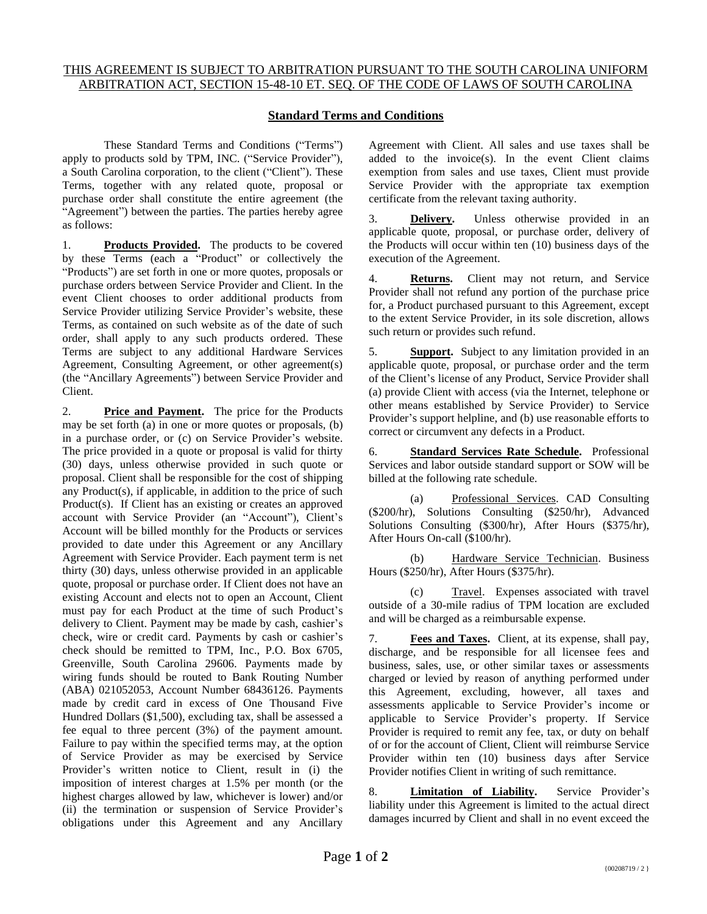THIS AGREEMENT IS SUBJECT TO ARBITRATION PURSUANT TO THE SOUTH CAROLINA UNIFORM ARBITRATION ACT, SECTION 15-48-10 ET. SEQ. OF THE CODE OF LAWS OF SOUTH CAROLINA

## Standard Terms and Conditions

These Standard Terms and Conditions ("Terms") apply to products sold by TPM, INC. ("Service Provider"), a South Carolina corporation, to the client ("Client"). These Terms, together with any related quote, proposal or purchase order shall constitute the entire agreement (the "Agreement") between the parties. The parties hereby agree as follows:

1. **Products Provided.** The products to be covered by these Terms (each a "Product" or collectively the "Products") are set forth in one or more quotes, proposals or purchase orders between Service Provider and Client. In the event Client chooses to order additional products from Service Provider utilizing Service Provider's website, these Terms, as contained on such website as of the date of such order, shall apply to any such products ordered. These Terms are subject to any additional Hardware Services Agreement, Consulting Agreement, or other agreement(s) (the "Ancillary Agreements") between Service Provider and Client.

2. **Price and Payment.** The price for the Products may be set forth (a) in one or more quotes or proposals, (b) in a purchase order, or (c) on Service Provider's website. The price provided in a quote or proposal is valid for thirty (30) days, unless otherwise provided in such quote or proposal. Client shall be responsible for the cost of shipping any Product(s), if applicable, in addition to the price of such Product(s). If Client has an existing or creates an approved account with Service Provider (an "Account"), Client's Account will be billed monthly for the Products or services provided to date under this Agreement or any Ancillary Agreement with Service Provider. Each payment term is net thirty (30) days, unless otherwise provided in an applicable quote, proposal or purchase order. If Client does not have an existing Account and elects not to open an Account, Client must pay for each Product at the time of such Product's delivery to Client. Payment may be made by cash, cashier's check, wire or credit card. Payments by cash or cashier's check should be remitted to TPM, Inc., P.O. Box 6705, Greenville, South Carolina 29606. Payments made by wiring funds should be routed to Bank Routing Number (ABA) 021052053, Account Number 68436126. Payments made by credit card in excess of One Thousand Five Hundred Dollars ($1,500), excluding tax, shall be assessed a fee equal to three percent (3%) of the payment amount. Failure to pay within the specified terms may, at the option of Service Provider as may be exercised by Service Provider's written notice to Client, result in (i) the imposition of interest charges at 1.5% per month (or the highest charges allowed by law, whichever is lower) and/or (ii) the termination or suspension of Service Provider's obligations under this Agreement and any Ancillary Agreement with Client. All sales and use taxes shall be added to the invoice(s). In the event Client claims exemption from sales and use taxes, Client must provide Service Provider with the appropriate tax exemption certificate from the relevant taxing authority.

3. **Delivery.** Unless otherwise provided in an applicable quote, proposal, or purchase order, delivery of the Products will occur within ten (10) business days of the execution of the Agreement.

4. **Returns.** Client may not return, and Service Provider shall not refund any portion of the purchase price for, a Product purchased pursuant to this Agreement, except to the extent Service Provider, in its sole discretion, allows such return or provides such refund.

5. **Support.** Subject to any limitation provided in an applicable quote, proposal, or purchase order and the term of the Client's license of any Product, Service Provider shall (a) provide Client with access (via the Internet, telephone or other means established by Service Provider) to Service Provider's support helpline, and (b) use reasonable efforts to correct or circumvent any defects in a Product.

6. **Standard Services Rate Schedule.** Professional Services and labor outside standard support or SOW will be billed at the following rate schedule.

(a) Professional Services. CAD Consulting ($200/hr), Solutions Consulting ($250/hr), Advanced Solutions Consulting ($300/hr), After Hours ($375/hr), After Hours On-call ($100/hr).

(b) Hardware Service Technician. Business Hours ($250/hr), After Hours ($375/hr).

(c) Travel. Expenses associated with travel outside of a 30-mile radius of TPM location are excluded and will be charged as a reimbursable expense.

7. **Fees and Taxes.** Client, at its expense, shall pay, discharge, and be responsible for all licensee fees and business, sales, use, or other similar taxes or assessments charged or levied by reason of anything performed under this Agreement, excluding, however, all taxes and assessments applicable to Service Provider's income or applicable to Service Provider's property. If Service Provider is required to remit any fee, tax, or duty on behalf of or for the account of Client, Client will reimburse Service Provider within ten (10) business days after Service Provider notifies Client in writing of such remittance.

8. **Limitation of Liability.** Service Provider's liability under this Agreement is limited to the actual direct damages incurred by Client and shall in no event exceed the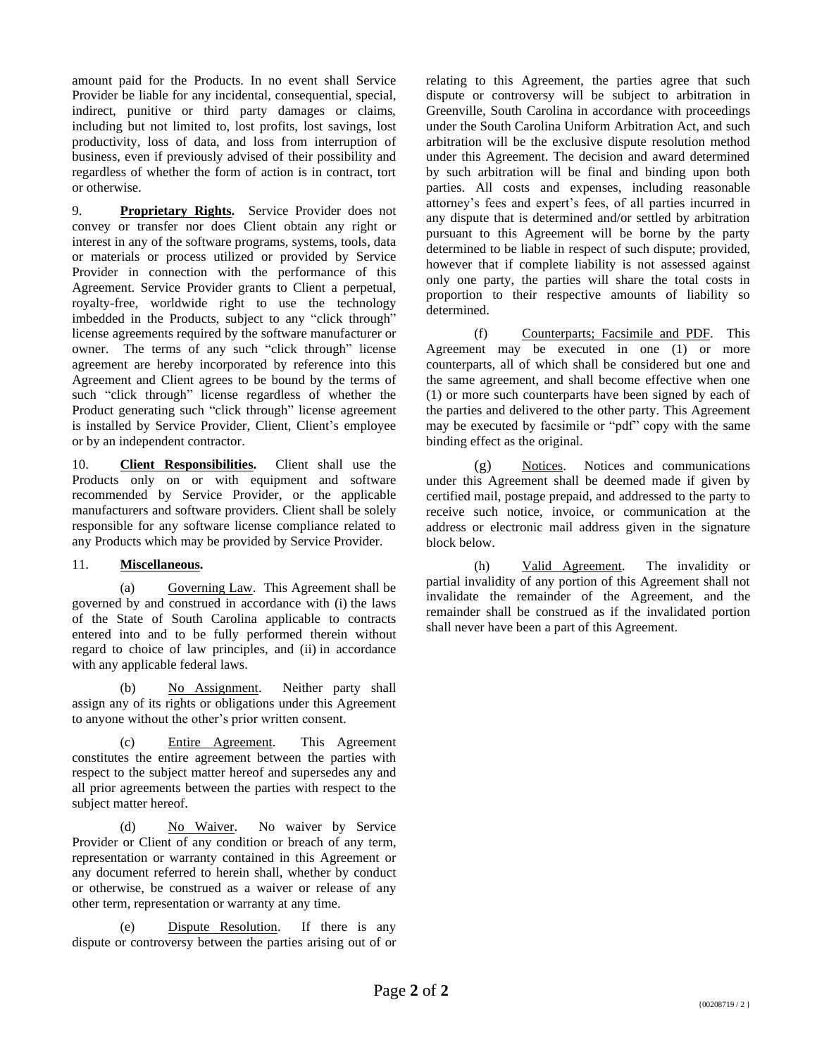amount paid for the Products. In no event shall Service Provider be liable for any incidental, consequential, special, indirect, punitive or third party damages or claims, including but not limited to, lost profits, lost savings, lost productivity, loss of data, and loss from interruption of business, even if previously advised of their possibility and regardless of whether the form of action is in contract, tort or otherwise.

9. **Proprietary Rights.** Service Provider does not convey or transfer nor does Client obtain any right or interest in any of the software programs, systems, tools, data or materials or process utilized or provided by Service Provider in connection with the performance of this Agreement. Service Provider grants to Client a perpetual, royalty-free, worldwide right to use the technology imbedded in the Products, subject to any "click through" license agreements required by the software manufacturer or owner. The terms of any such "click through" license agreement are hereby incorporated by reference into this Agreement and Client agrees to be bound by the terms of such "click through" license regardless of whether the Product generating such "click through" license agreement is installed by Service Provider, Client, Client's employee or by an independent contractor.

10. **Client Responsibilities.** Client shall use the Products only on or with equipment and software recommended by Service Provider, or the applicable manufacturers and software providers. Client shall be solely responsible for any software license compliance related to any Products which may be provided by Service Provider.

11. **Miscellaneous.**

(a) Governing Law. This Agreement shall be governed by and construed in accordance with (i) the laws of the State of South Carolina applicable to contracts entered into and to be fully performed therein without regard to choice of law principles, and (ii) in accordance with any applicable federal laws.

(b) No Assignment. Neither party shall assign any of its rights or obligations under this Agreement to anyone without the other's prior written consent.

(c) Entire Agreement. This Agreement constitutes the entire agreement between the parties with respect to the subject matter hereof and supersedes any and all prior agreements between the parties with respect to the subject matter hereof.

(d) No Waiver. No waiver by Service Provider or Client of any condition or breach of any term, representation or warranty contained in this Agreement or any document referred to herein shall, whether by conduct or otherwise, be construed as a waiver or release of any other term, representation or warranty at any time.

(e) Dispute Resolution. If there is any dispute or controversy between the parties arising out of or relating to this Agreement, the parties agree that such dispute or controversy will be subject to arbitration in Greenville, South Carolina in accordance with proceedings under the South Carolina Uniform Arbitration Act, and such arbitration will be the exclusive dispute resolution method under this Agreement. The decision and award determined by such arbitration will be final and binding upon both parties. All costs and expenses, including reasonable attorney's fees and expert's fees, of all parties incurred in any dispute that is determined and/or settled by arbitration pursuant to this Agreement will be borne by the party determined to be liable in respect of such dispute; provided, however that if complete liability is not assessed against only one party, the parties will share the total costs in proportion to their respective amounts of liability so determined.

(f) Counterparts; Facsimile and PDF. This Agreement may be executed in one (1) or more counterparts, all of which shall be considered but one and the same agreement, and shall become effective when one (1) or more such counterparts have been signed by each of the parties and delivered to the other party. This Agreement may be executed by facsimile or "pdf" copy with the same binding effect as the original.

(g) Notices. Notices and communications under this Agreement shall be deemed made if given by certified mail, postage prepaid, and addressed to the party to receive such notice, invoice, or communication at the address or electronic mail address given in the signature block below.

(h) Valid Agreement. The invalidity or partial invalidity of any portion of this Agreement shall not invalidate the remainder of the Agreement, and the remainder shall be construed as if the invalidated portion shall never have been a part of this Agreement.